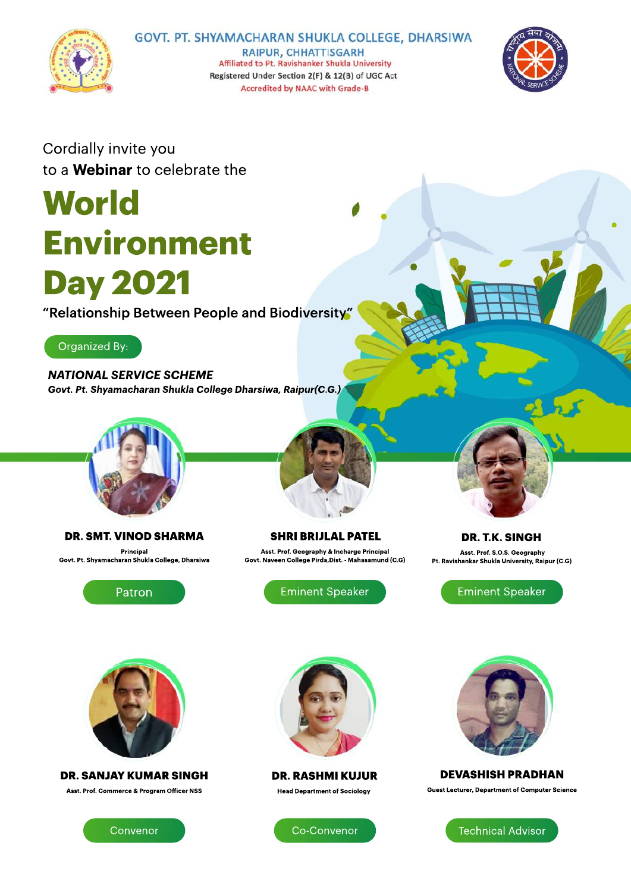# GOVT. PT. SHYAMACHARAN SHUKLA COLLEGE, DHARSIWA

RAIPUR, CHHATTISGARH

Affiliated to Pt. Ravishanker Shukla University

Registered Under Section 2(F) & 12(B) of UGC Act

Accredited by NAAC with Grade-B

Cordially invite you
to a **Webinar** to celebrate the

# World Environment Day 2021

"Relationship Between People and Biodiversity"

Organized By:

***NATIONAL SERVICE SCHEME***
***Govt. Pt. Shyamacharan Shukla College Dharsiwa, Raipur(C.G.)***

**DR. SMT. VINOD SHARMA**
Principal
Govt. Pt. Shyamacharan Shukla College, Dharsiwa
Patron

**SHRI BRIJLAL PATEL**
Asst. Prof. Geography & Incharge Principal
Govt. Naveen College Pirda,Dist. - Mahasamund (C.G)
Eminent Speaker

**DR. T.K. SINGH**
Asst. Prof. S.O.S. Geography
Pt. Ravishankar Shukla University, Raipur (C.G)
Eminent Speaker

**DR. SANJAY KUMAR SINGH**
Asst. Prof. Commerce & Program Officer NSS
Convenor

**DR. RASHMI KUJUR**
Head Department of Sociology
Co-Convenor

**DEVASHISH PRADHAN**
Guest Lecturer, Department of Computer Science
Technical Advisor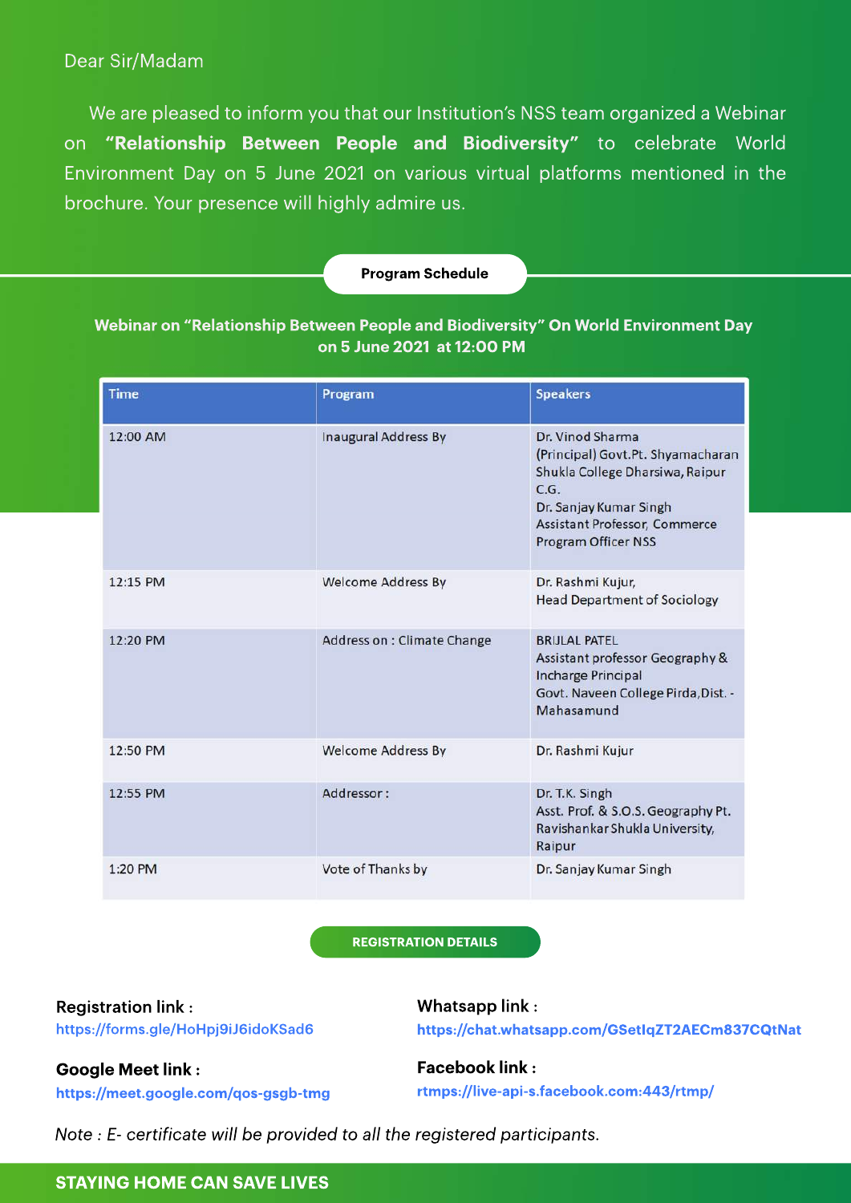Dear Sir/Madam

We are pleased to inform you that our Institution's NSS team organized a Webinar on **"Relationship Between People and Biodiversity"** to celebrate World Environment Day on 5 June 2021 on various virtual platforms mentioned in the brochure. Your presence will highly admire us.

## Program Schedule

**Webinar on "Relationship Between People and Biodiversity" On World Environment Day on 5 June 2021 at 12:00 PM**

| Time | Program | Speakers |
|---|---|---|
| 12:00 AM | Inaugural Address By | Dr. Vinod Sharma (Principal) Govt.Pt. Shyamacharan Shukla College Dharsiwa, Raipur C.G.<br>Dr. Sanjay Kumar Singh Assistant Professor, Commerce Program Officer NSS |
| 12:15 PM | Welcome Address By | Dr. Rashmi Kujur, Head Department of Sociology |
| 12:20 PM | Address on : Climate Change | BRIJLAL PATEL Assistant professor Geography & Incharge Principal Govt. Naveen College Pirda, Dist. - Mahasamund |
| 12:50 PM | Welcome Address By | Dr. Rashmi Kujur |
| 12:55 PM | Addressor : | Dr. T.K. Singh Asst. Prof. & S.O.S. Geography Pt. Ravishankar Shukla University, Raipur |
| 1:20 PM | Vote of Thanks by | Dr. Sanjay Kumar Singh |

## REGISTRATION DETAILS

**Registration link :**
https://forms.gle/HoHpj9iJ6idoKSad6

**Google Meet link :**
https://meet.google.com/qos-gsgb-tmg

**Whatsapp link :**
https://chat.whatsapp.com/GSetIqZT2AECm837CQtNat

**Facebook link :**
rtmps://live-api-s.facebook.com:443/rtmp/

*Note : E- certificate will be provided to all the registered participants.*

**STAYING HOME CAN SAVE LIVES**